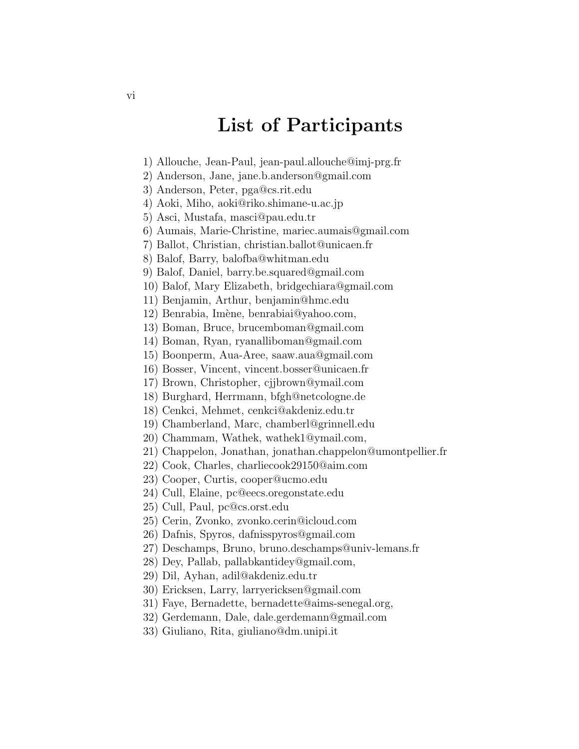# List of Participants

1) Allouche, Jean-Paul, jean-paul.allouche@imj-prg.fr
2) Anderson, Jane, jane.b.anderson@gmail.com
3) Anderson, Peter, pga@cs.rit.edu
4) Aoki, Miho, aoki@riko.shimane-u.ac.jp
5) Asci, Mustafa, masci@pau.edu.tr
6) Aumais, Marie-Christine, mariec.aumais@gmail.com
7) Ballot, Christian, christian.ballot@unicaen.fr
8) Balof, Barry, balofba@whitman.edu
9) Balof, Daniel, barry.be.squared@gmail.com
10) Balof, Mary Elizabeth, bridgechiara@gmail.com
11) Benjamin, Arthur, benjamin@hmc.edu
12) Benrabia, Imène, benrabiai@yahoo.com,
13) Boman, Bruce, brucemboman@gmail.com
14) Boman, Ryan, ryanalliboman@gmail.com
15) Boonperm, Aua-Aree, saaw.aua@gmail.com
16) Bosser, Vincent, vincent.bosser@unicaen.fr
17) Brown, Christopher, cjjbrown@ymail.com
18) Burghard, Herrmann, bfgh@netcologne.de
18) Cenkci, Mehmet, cenkci@akdeniz.edu.tr
19) Chamberland, Marc, chamberl@grinnell.edu
20) Chammam, Wathek, wathek1@ymail.com,
21) Chappelon, Jonathan, jonathan.chappelon@umontpellier.fr
22) Cook, Charles, charliecook29150@aim.com
23) Cooper, Curtis, cooper@ucmo.edu
24) Cull, Elaine, pc@eecs.oregonstate.edu
25) Cull, Paul, pc@cs.orst.edu
25) Cerin, Zvonko, zvonko.cerin@icloud.com
26) Dafnis, Spyros, dafnisspyros@gmail.com
27) Deschamps, Bruno, bruno.deschamps@univ-lemans.fr
28) Dey, Pallab, pallabkantidey@gmail.com,
29) Dil, Ayhan, adil@akdeniz.edu.tr
30) Ericksen, Larry, larryericksen@gmail.com
31) Faye, Bernadette, bernadette@aims-senegal.org,
32) Gerdemann, Dale, dale.gerdemann@gmail.com
33) Giuliano, Rita, giuliano@dm.unipi.it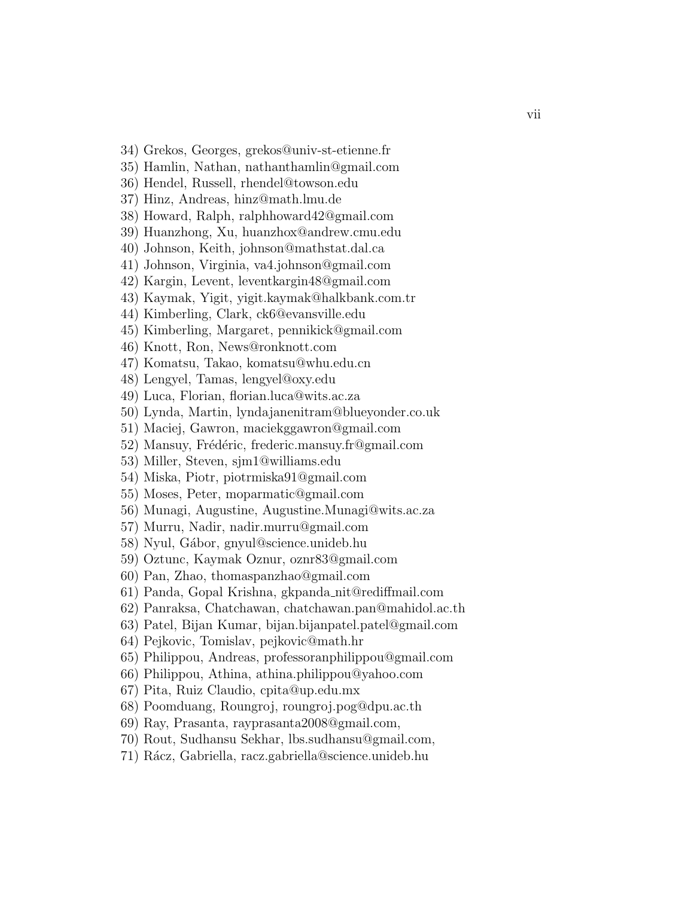34) Grekos, Georges, grekos@univ-st-etienne.fr

35) Hamlin, Nathan, nathanthamlin@gmail.com

36) Hendel, Russell, rhendel@towson.edu

37) Hinz, Andreas, hinz@math.lmu.de

38) Howard, Ralph, ralphhoward42@gmail.com

39) Huanzhong, Xu, huanzhox@andrew.cmu.edu

40) Johnson, Keith, johnson@mathstat.dal.ca

41) Johnson, Virginia, va4.johnson@gmail.com

42) Kargin, Levent, leventkargin48@gmail.com

43) Kaymak, Yigit, yigit.kaymak@halkbank.com.tr

44) Kimberling, Clark, ck6@evansville.edu

45) Kimberling, Margaret, pennikick@gmail.com

46) Knott, Ron, News@ronknott.com

47) Komatsu, Takao, komatsu@whu.edu.cn

48) Lengyel, Tamas, lengyel@oxy.edu

49) Luca, Florian, florian.luca@wits.ac.za

50) Lynda, Martin, lyndajanenitram@blueyonder.co.uk

51) Maciej, Gawron, maciekggawron@gmail.com

52) Mansuy, Frédéric, frederic.mansuy.fr@gmail.com

53) Miller, Steven, sjm1@williams.edu

54) Miska, Piotr, piotrmiska91@gmail.com

55) Moses, Peter, moparmatic@gmail.com

56) Munagi, Augustine, Augustine.Munagi@wits.ac.za

57) Murru, Nadir, nadir.murru@gmail.com

58) Nyul, Gábor, gnyul@science.unideb.hu

59) Oztunc, Kaymak Oznur, oznr83@gmail.com

60) Pan, Zhao, thomaspanzhao@gmail.com

61) Panda, Gopal Krishna, gkpanda_nit@rediffmail.com

62) Panraksa, Chatchawan, chatchawan.pan@mahidol.ac.th

63) Patel, Bijan Kumar, bijan.bijanpatel.patel@gmail.com

64) Pejkovic, Tomislav, pejkovic@math.hr

65) Philippou, Andreas, professoranphilippou@gmail.com

66) Philippou, Athina, athina.philippou@yahoo.com

67) Pita, Ruiz Claudio, cpita@up.edu.mx

68) Poomduang, Roungroj, roungroj.pog@dpu.ac.th

69) Ray, Prasanta, rayprasanta2008@gmail.com,

70) Rout, Sudhansu Sekhar, lbs.sudhansu@gmail.com,

71) Rácz, Gabriella, racz.gabriella@science.unideb.hu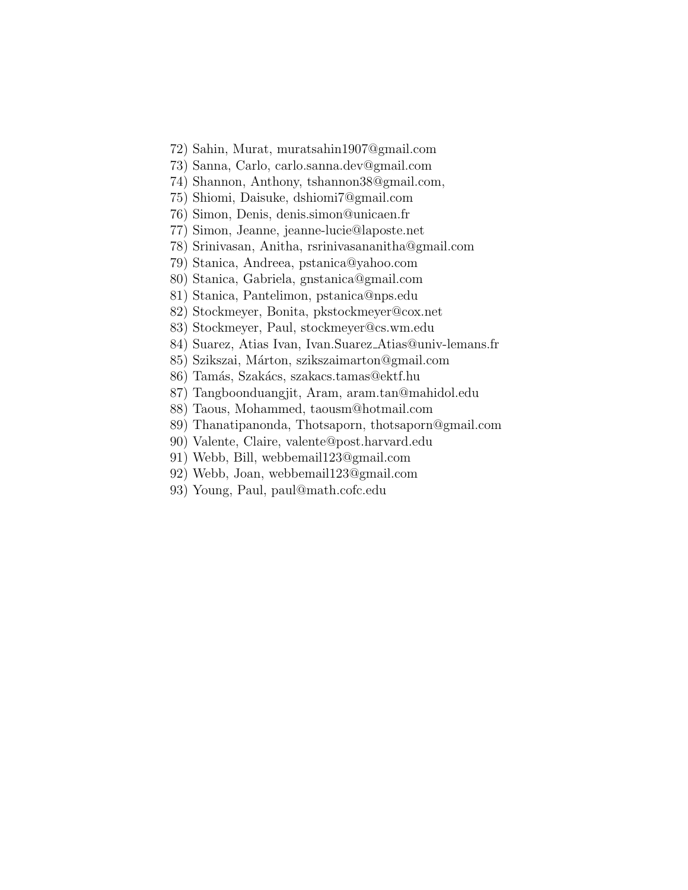72) Sahin, Murat, muratsahin1907@gmail.com
73) Sanna, Carlo, carlo.sanna.dev@gmail.com
74) Shannon, Anthony, tshannon38@gmail.com,
75) Shiomi, Daisuke, dshiomi7@gmail.com
76) Simon, Denis, denis.simon@unicaen.fr
77) Simon, Jeanne, jeanne-lucie@laposte.net
78) Srinivasan, Anitha, rsrinivasananitha@gmail.com
79) Stanica, Andreea, pstanica@yahoo.com
80) Stanica, Gabriela, gnstanica@gmail.com
81) Stanica, Pantelimon, pstanica@nps.edu
82) Stockmeyer, Bonita, pkstockmeyer@cox.net
83) Stockmeyer, Paul, stockmeyer@cs.wm.edu
84) Suarez, Atias Ivan, Ivan.Suarez_Atias@univ-lemans.fr
85) Szikszai, Márton, szikszaimarton@gmail.com
86) Tamás, Szakács, szakacs.tamas@ektf.hu
87) Tangboonduangjit, Aram, aram.tan@mahidol.edu
88) Taous, Mohammed, taousm@hotmail.com
89) Thanatipanonda, Thotsaporn, thotsaporn@gmail.com
90) Valente, Claire, valente@post.harvard.edu
91) Webb, Bill, webbemail123@gmail.com
92) Webb, Joan, webbemail123@gmail.com
93) Young, Paul, paul@math.cofc.edu